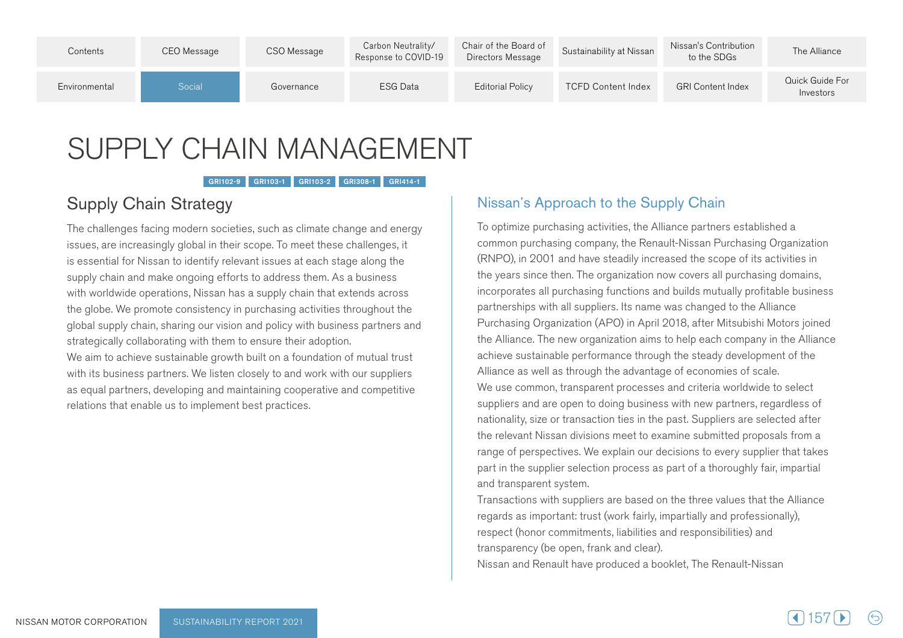# SUPPLY CHAIN MANAGEMENT

GRI102-9 GRI103-1 GRI103-2 GRI308-1 GRI414-1

## Supply Chain Strategy

The challenges facing modern societies, such as climate change and energy issues, are increasingly global in their scope. To meet these challenges, it is essential for Nissan to identify relevant issues at each stage along the supply chain and make ongoing efforts to address them. As a business with worldwide operations, Nissan has a supply chain that extends across the globe. We promote consistency in purchasing activities throughout the global supply chain, sharing our vision and policy with business partners and strategically collaborating with them to ensure their adoption.

We aim to achieve sustainable growth built on a foundation of mutual trust with its business partners. We listen closely to and work with our suppliers as equal partners, developing and maintaining cooperative and competitive relations that enable us to implement best practices.

## Nissan's Approach to the Supply Chain

To optimize purchasing activities, the Alliance partners established a common purchasing company, the Renault-Nissan Purchasing Organization (RNPO), in 2001 and have steadily increased the scope of its activities in the years since then. The organization now covers all purchasing domains, incorporates all purchasing functions and builds mutually profitable business partnerships with all suppliers. Its name was changed to the Alliance Purchasing Organization (APO) in April 2018, after Mitsubishi Motors joined the Alliance. The new organization aims to help each company in the Alliance achieve sustainable performance through the steady development of the Alliance as well as through the advantage of economies of scale.

We use common, transparent processes and criteria worldwide to select suppliers and are open to doing business with new partners, regardless of nationality, size or transaction ties in the past. Suppliers are selected after the relevant Nissan divisions meet to examine submitted proposals from a range of perspectives. We explain our decisions to every supplier that takes part in the supplier selection process as part of a thoroughly fair, impartial and transparent system.

Transactions with suppliers are based on the three values that the Alliance regards as important: trust (work fairly, impartially and professionally), respect (honor commitments, liabilities and responsibilities) and transparency (be open, frank and clear).

Nissan and Renault have produced a booklet, The Renault-Nissan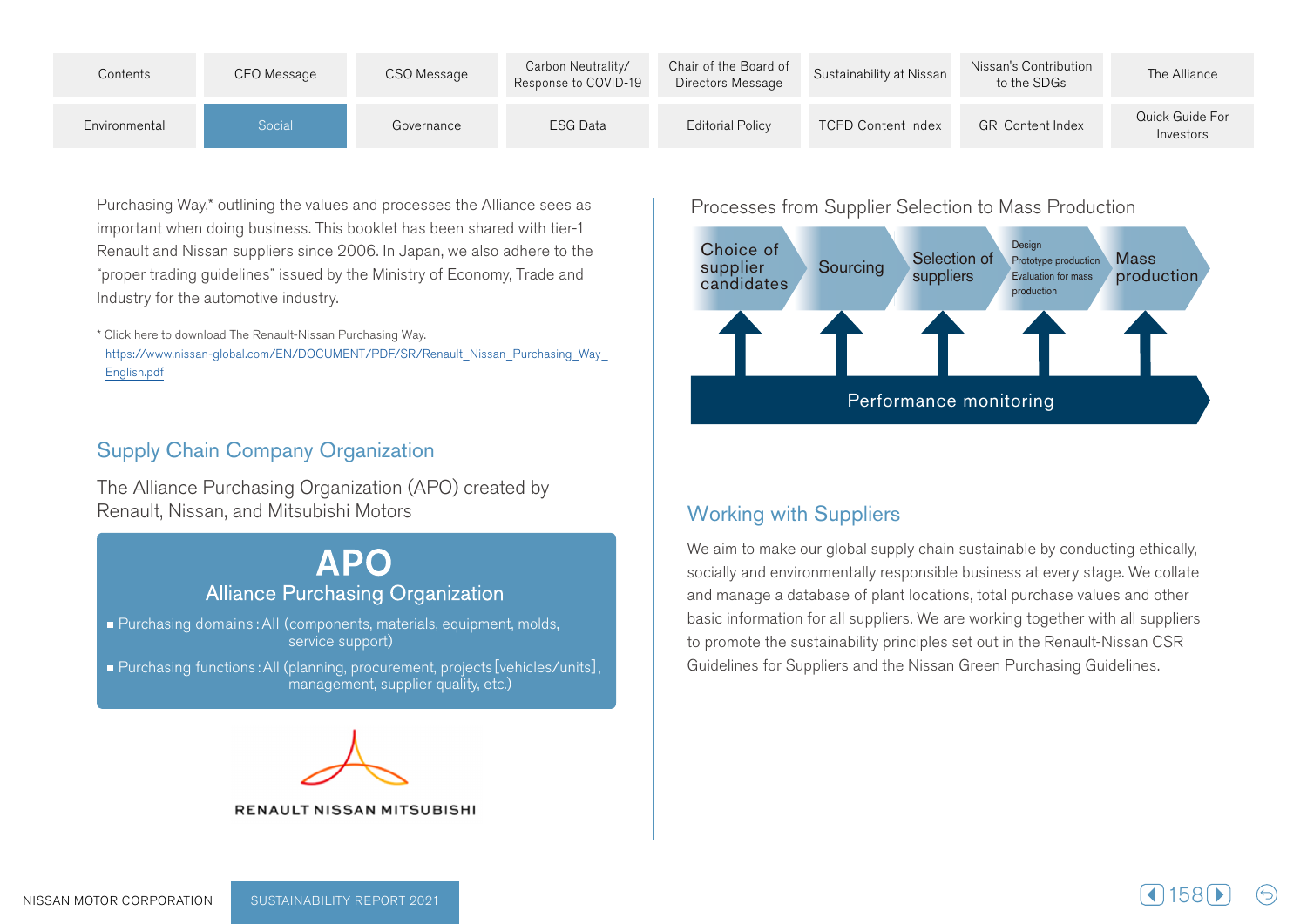Purchasing Way,* outlining the values and processes the Alliance sees as important when doing business. This booklet has been shared with tier-1 Renault and Nissan suppliers since 2006. In Japan, we also adhere to the "proper trading guidelines" issued by the Ministry of Economy, Trade and Industry for the automotive industry.

\* Click here to download The Renault-Nissan Purchasing Way.
https://www.nissan-global.com/EN/DOCUMENT/PDF/SR/Renault_Nissan_Purchasing_Way_English.pdf

## Supply Chain Company Organization

The Alliance Purchasing Organization (APO) created by Renault, Nissan, and Mitsubishi Motors

**APO**
**Alliance Purchasing Organization**

- Purchasing domains : All (components, materials, equipment, molds, service support)
- Purchasing functions : All (planning, procurement, projects [vehicles/units], management, supplier quality, etc.)

RENAULT NISSAN MITSUBISHI

### Processes from Supplier Selection to Mass Production

Choice of supplier candidates → Sourcing → Selection of suppliers → Design / Prototype production / Evaluation for mass production → Mass production

Performance monitoring

## Working with Suppliers

We aim to make our global supply chain sustainable by conducting ethically, socially and environmentally responsible business at every stage. We collate and manage a database of plant locations, total purchase values and other basic information for all suppliers. We are working together with all suppliers to promote the sustainability principles set out in the Renault-Nissan CSR Guidelines for Suppliers and the Nissan Green Purchasing Guidelines.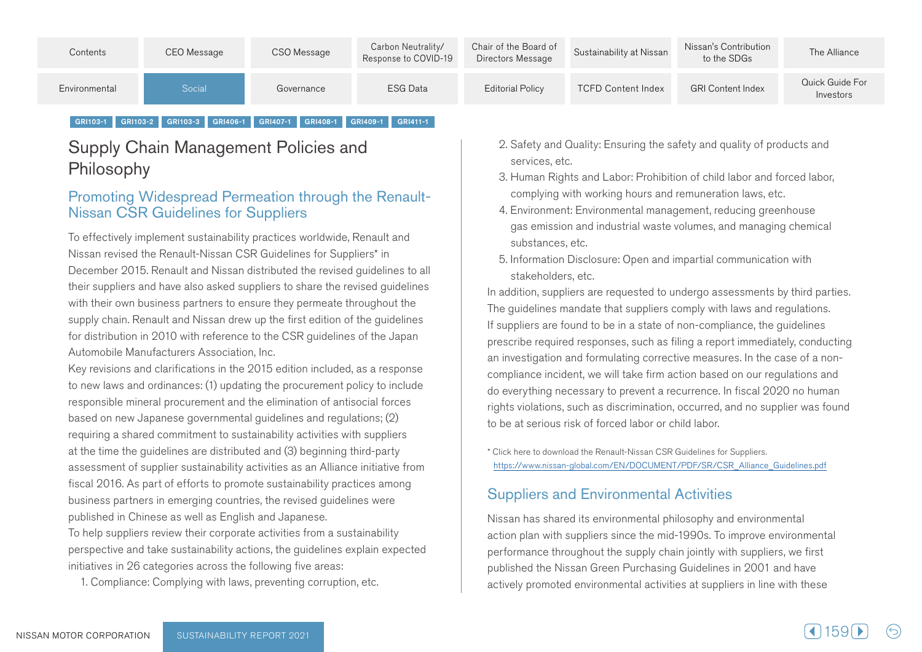GRI103-1 GRI103-2 GRI103-3 GRI406-1 GRI407-1 GRI408-1 GRI409-1 GRI411-1

# Supply Chain Management Policies and Philosophy

## Promoting Widespread Permeation through the Renault-Nissan CSR Guidelines for Suppliers

To effectively implement sustainability practices worldwide, Renault and Nissan revised the Renault-Nissan CSR Guidelines for Suppliers* in December 2015. Renault and Nissan distributed the revised guidelines to all their suppliers and have also asked suppliers to share the revised guidelines with their own business partners to ensure they permeate throughout the supply chain. Renault and Nissan drew up the first edition of the guidelines for distribution in 2010 with reference to the CSR guidelines of the Japan Automobile Manufacturers Association, Inc.

Key revisions and clarifications in the 2015 edition included, as a response to new laws and ordinances: (1) updating the procurement policy to include responsible mineral procurement and the elimination of antisocial forces based on new Japanese governmental guidelines and regulations; (2) requiring a shared commitment to sustainability activities with suppliers at the time the guidelines are distributed and (3) beginning third-party assessment of supplier sustainability activities as an Alliance initiative from fiscal 2016. As part of efforts to promote sustainability practices among business partners in emerging countries, the revised guidelines were published in Chinese as well as English and Japanese.

To help suppliers review their corporate activities from a sustainability perspective and take sustainability actions, the guidelines explain expected initiatives in 26 categories across the following five areas:

1. Compliance: Complying with laws, preventing corruption, etc.
2. Safety and Quality: Ensuring the safety and quality of products and services, etc.
3. Human Rights and Labor: Prohibition of child labor and forced labor, complying with working hours and remuneration laws, etc.
4. Environment: Environmental management, reducing greenhouse gas emission and industrial waste volumes, and managing chemical substances, etc.
5. Information Disclosure: Open and impartial communication with stakeholders, etc.

In addition, suppliers are requested to undergo assessments by third parties. The guidelines mandate that suppliers comply with laws and regulations. If suppliers are found to be in a state of non-compliance, the guidelines prescribe required responses, such as filing a report immediately, conducting an investigation and formulating corrective measures. In the case of a non-compliance incident, we will take firm action based on our regulations and do everything necessary to prevent a recurrence. In fiscal 2020 no human rights violations, such as discrimination, occurred, and no supplier was found to be at serious risk of forced labor or child labor.

* Click here to download the Renault-Nissan CSR Guidelines for Suppliers.
https://www.nissan-global.com/EN/DOCUMENT/PDF/SR/CSR_Alliance_Guidelines.pdf

## Suppliers and Environmental Activities

Nissan has shared its environmental philosophy and environmental action plan with suppliers since the mid-1990s. To improve environmental performance throughout the supply chain jointly with suppliers, we first published the Nissan Green Purchasing Guidelines in 2001 and have actively promoted environmental activities at suppliers in line with these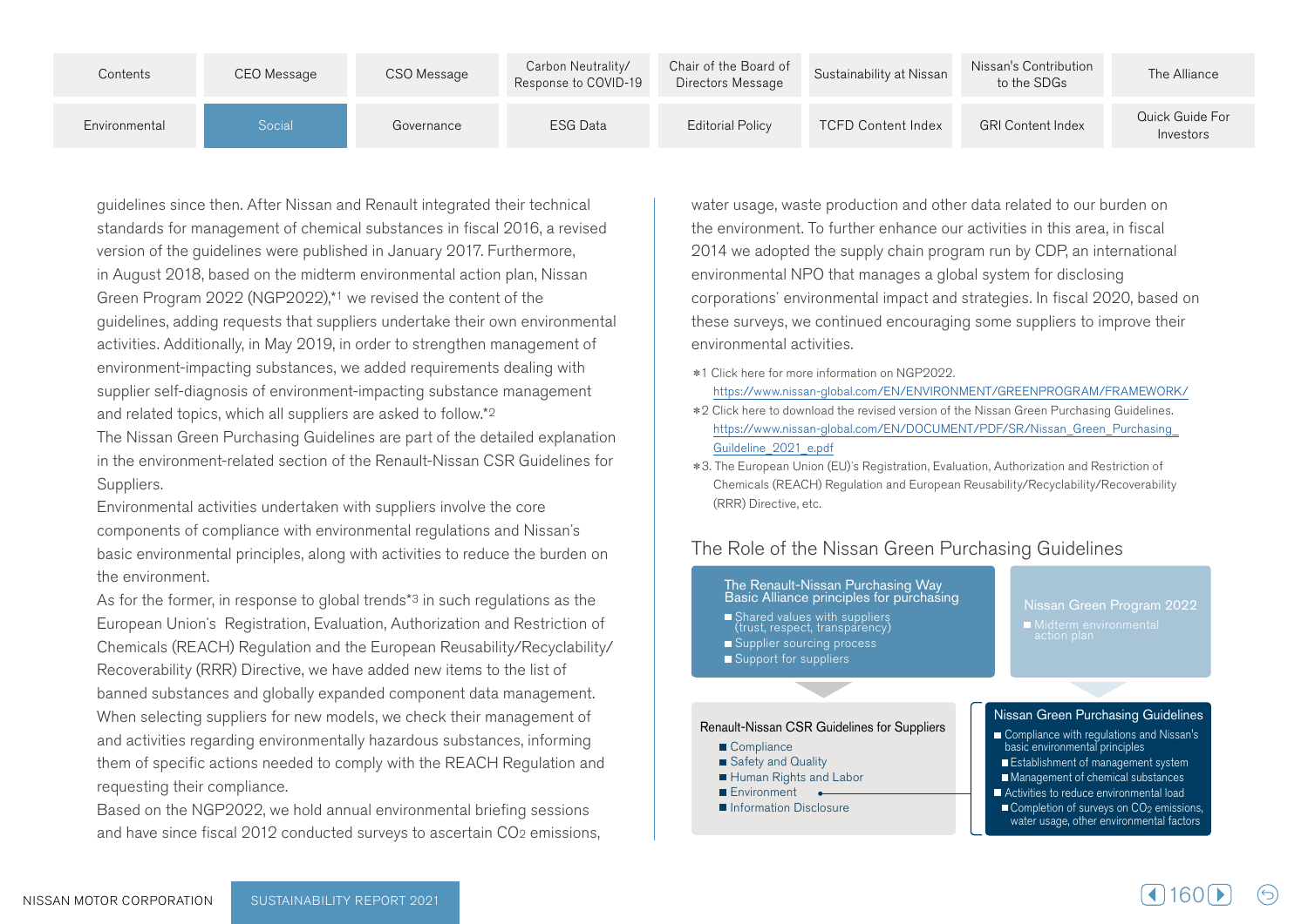guidelines since then. After Nissan and Renault integrated their technical standards for management of chemical substances in fiscal 2016, a revised version of the guidelines were published in January 2017. Furthermore, in August 2018, based on the midterm environmental action plan, Nissan Green Program 2022 (NGP2022),*1 we revised the content of the guidelines, adding requests that suppliers undertake their own environmental activities. Additionally, in May 2019, in order to strengthen management of environment-impacting substances, we added requirements dealing with supplier self-diagnosis of environment-impacting substance management and related topics, which all suppliers are asked to follow.*2

The Nissan Green Purchasing Guidelines are part of the detailed explanation in the environment-related section of the Renault-Nissan CSR Guidelines for Suppliers.

Environmental activities undertaken with suppliers involve the core components of compliance with environmental regulations and Nissan's basic environmental principles, along with activities to reduce the burden on the environment.

As for the former, in response to global trends*3 in such regulations as the European Union's Registration, Evaluation, Authorization and Restriction of Chemicals (REACH) Regulation and the European Reusability/Recyclability/Recoverability (RRR) Directive, we have added new items to the list of banned substances and globally expanded component data management. When selecting suppliers for new models, we check their management of and activities regarding environmentally hazardous substances, informing them of specific actions needed to comply with the REACH Regulation and requesting their compliance.

Based on the NGP2022, we hold annual environmental briefing sessions and have since fiscal 2012 conducted surveys to ascertain $CO_2$ emissions, water usage, waste production and other data related to our burden on the environment. To further enhance our activities in this area, in fiscal 2014 we adopted the supply chain program run by CDP, an international environmental NPO that manages a global system for disclosing corporations' environmental impact and strategies. In fiscal 2020, based on these surveys, we continued encouraging some suppliers to improve their environmental activities.

*1 Click here for more information on NGP2022.
https://www.nissan-global.com/EN/ENVIRONMENT/GREENPROGRAM/FRAMEWORK/

*2 Click here to download the revised version of the Nissan Green Purchasing Guidelines.
https://www.nissan-global.com/EN/DOCUMENT/PDF/SR/Nissan_Green_Purchasing_Guildeline_2021_e.pdf

*3. The European Union (EU)'s Registration, Evaluation, Authorization and Restriction of Chemicals (REACH) Regulation and European Reusability/Recyclability/Recoverability (RRR) Directive, etc.

## The Role of the Nissan Green Purchasing Guidelines

**The Renault-Nissan Purchasing Way**
**Basic Alliance principles for purchasing**
- Shared values with suppliers (trust, respect, transparency)
- Supplier sourcing process
- Support for suppliers

**Nissan Green Program 2022**
- Midterm environmental action plan

**Renault-Nissan CSR Guidelines for Suppliers**
- Compliance
- Safety and Quality
- Human Rights and Labor
- Environment
- Information Disclosure

**Nissan Green Purchasing Guidelines**
- Compliance with regulations and Nissan's basic environmental principles
  - Establishment of management system
  - Management of chemical substances
- Activities to reduce environmental load
  - Completion of surveys on $CO_2$ emissions, water usage, other environmental factors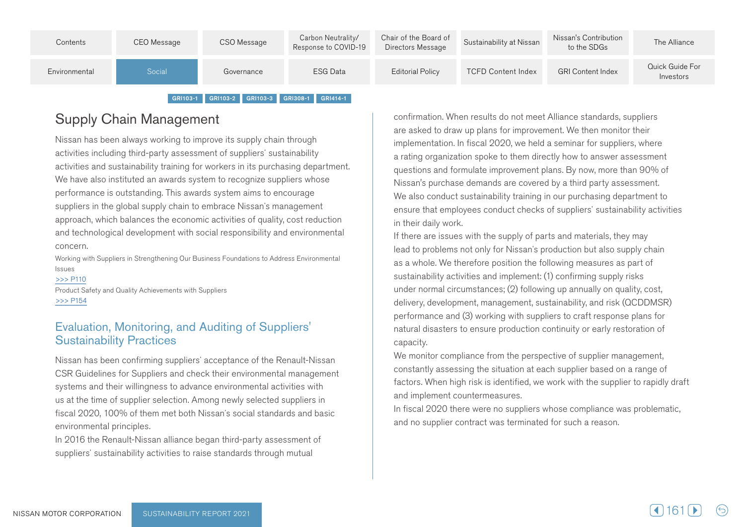GRI103-1 GRI103-2 GRI103-3 GRI308-1 GRI414-1

# Supply Chain Management

Nissan has been always working to improve its supply chain through activities including third-party assessment of suppliers' sustainability activities and sustainability training for workers in its purchasing department. We have also instituted an awards system to recognize suppliers whose performance is outstanding. This awards system aims to encourage suppliers in the global supply chain to embrace Nissan's management approach, which balances the economic activities of quality, cost reduction and technological development with social responsibility and environmental concern.

Working with Suppliers in Strengthening Our Business Foundations to Address Environmental Issues
>>> P110

Product Safety and Quality Achievements with Suppliers
>>> P154

## Evaluation, Monitoring, and Auditing of Suppliers' Sustainability Practices

Nissan has been confirming suppliers' acceptance of the Renault-Nissan CSR Guidelines for Suppliers and check their environmental management systems and their willingness to advance environmental activities with us at the time of supplier selection. Among newly selected suppliers in fiscal 2020, 100% of them met both Nissan's social standards and basic environmental principles.

In 2016 the Renault-Nissan alliance began third-party assessment of suppliers' sustainability activities to raise standards through mutual confirmation. When results do not meet Alliance standards, suppliers are asked to draw up plans for improvement. We then monitor their implementation. In fiscal 2020, we held a seminar for suppliers, where a rating organization spoke to them directly how to answer assessment questions and formulate improvement plans. By now, more than 90% of Nissan's purchase demands are covered by a third party assessment.

We also conduct sustainability training in our purchasing department to ensure that employees conduct checks of suppliers' sustainability activities in their daily work.

If there are issues with the supply of parts and materials, they may lead to problems not only for Nissan's production but also supply chain as a whole. We therefore position the following measures as part of sustainability activities and implement: (1) confirming supply risks under normal circumstances; (2) following up annually on quality, cost, delivery, development, management, sustainability, and risk (QCDDMSR) performance and (3) working with suppliers to craft response plans for natural disasters to ensure production continuity or early restoration of capacity.

We monitor compliance from the perspective of supplier management, constantly assessing the situation at each supplier based on a range of factors. When high risk is identified, we work with the supplier to rapidly draft and implement countermeasures.

In fiscal 2020 there were no suppliers whose compliance was problematic, and no supplier contract was terminated for such a reason.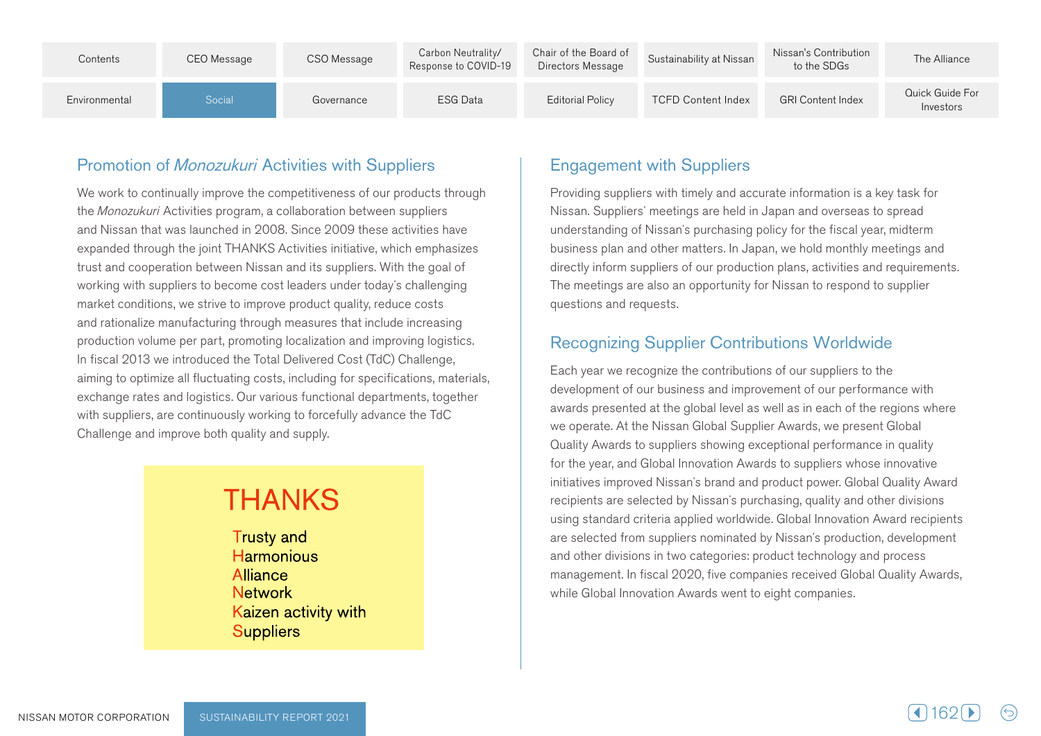## Promotion of *Monozukuri* Activities with Suppliers

We work to continually improve the competitiveness of our products through the *Monozukuri* Activities program, a collaboration between suppliers and Nissan that was launched in 2008. Since 2009 these activities have expanded through the joint THANKS Activities initiative, which emphasizes trust and cooperation between Nissan and its suppliers. With the goal of working with suppliers to become cost leaders under today's challenging market conditions, we strive to improve product quality, reduce costs and rationalize manufacturing through measures that include increasing production volume per part, promoting localization and improving logistics. In fiscal 2013 we introduced the Total Delivered Cost (TdC) Challenge, aiming to optimize all fluctuating costs, including for specifications, materials, exchange rates and logistics. Our various functional departments, together with suppliers, are continuously working to forcefully advance the TdC Challenge and improve both quality and supply.

**THANKS**

**T**rusty and
**H**armonious
**A**lliance
**N**etwork
**K**aizen activity with
**S**uppliers

## Engagement with Suppliers

Providing suppliers with timely and accurate information is a key task for Nissan. Suppliers' meetings are held in Japan and overseas to spread understanding of Nissan's purchasing policy for the fiscal year, midterm business plan and other matters. In Japan, we hold monthly meetings and directly inform suppliers of our production plans, activities and requirements. The meetings are also an opportunity for Nissan to respond to supplier questions and requests.

## Recognizing Supplier Contributions Worldwide

Each year we recognize the contributions of our suppliers to the development of our business and improvement of our performance with awards presented at the global level as well as in each of the regions where we operate. At the Nissan Global Supplier Awards, we present Global Quality Awards to suppliers showing exceptional performance in quality for the year, and Global Innovation Awards to suppliers whose innovative initiatives improved Nissan's brand and product power. Global Quality Award recipients are selected by Nissan's purchasing, quality and other divisions using standard criteria applied worldwide. Global Innovation Award recipients are selected from suppliers nominated by Nissan's production, development and other divisions in two categories: product technology and process management. In fiscal 2020, five companies received Global Quality Awards, while Global Innovation Awards went to eight companies.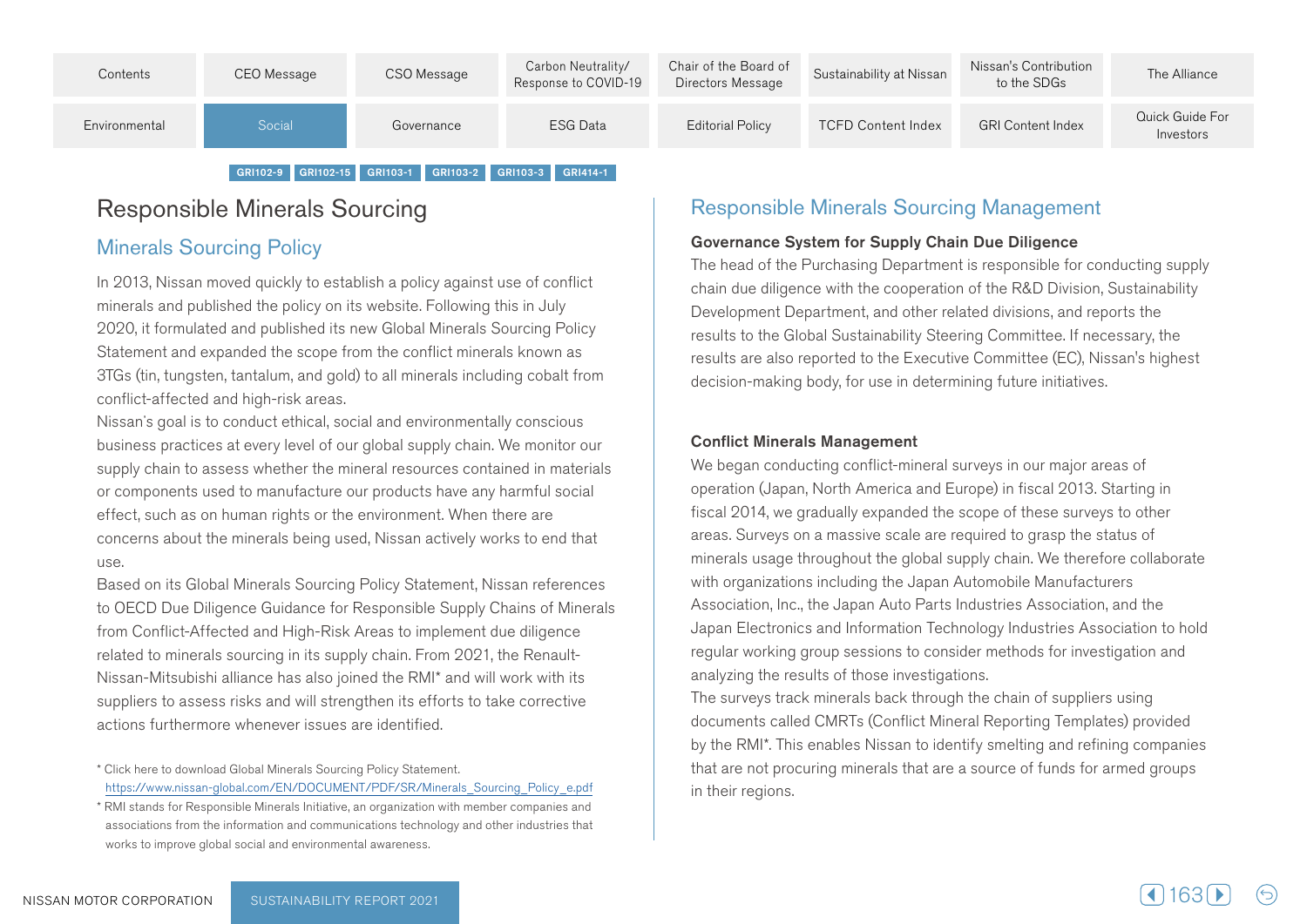GRI102-9 GRI102-15 GRI103-1 GRI103-2 GRI103-3 GRI414-1

# Responsible Minerals Sourcing

## Minerals Sourcing Policy

In 2013, Nissan moved quickly to establish a policy against use of conflict minerals and published the policy on its website. Following this in July 2020, it formulated and published its new Global Minerals Sourcing Policy Statement and expanded the scope from the conflict minerals known as 3TGs (tin, tungsten, tantalum, and gold) to all minerals including cobalt from conflict-affected and high-risk areas.

Nissan's goal is to conduct ethical, social and environmentally conscious business practices at every level of our global supply chain. We monitor our supply chain to assess whether the mineral resources contained in materials or components used to manufacture our products have any harmful social effect, such as on human rights or the environment. When there are concerns about the minerals being used, Nissan actively works to end that use.

Based on its Global Minerals Sourcing Policy Statement, Nissan references to OECD Due Diligence Guidance for Responsible Supply Chains of Minerals from Conflict-Affected and High-Risk Areas to implement due diligence related to minerals sourcing in its supply chain. From 2021, the Renault-Nissan-Mitsubishi alliance has also joined the RMI* and will work with its suppliers to assess risks and will strengthen its efforts to take corrective actions furthermore whenever issues are identified.

\* Click here to download Global Minerals Sourcing Policy Statement.
https://www.nissan-global.com/EN/DOCUMENT/PDF/SR/Minerals_Sourcing_Policy_e.pdf

\* RMI stands for Responsible Minerals Initiative, an organization with member companies and associations from the information and communications technology and other industries that works to improve global social and environmental awareness.

## Responsible Minerals Sourcing Management

### Governance System for Supply Chain Due Diligence

The head of the Purchasing Department is responsible for conducting supply chain due diligence with the cooperation of the R&D Division, Sustainability Development Department, and other related divisions, and reports the results to the Global Sustainability Steering Committee. If necessary, the results are also reported to the Executive Committee (EC), Nissan's highest decision-making body, for use in determining future initiatives.

### Conflict Minerals Management

We began conducting conflict-mineral surveys in our major areas of operation (Japan, North America and Europe) in fiscal 2013. Starting in fiscal 2014, we gradually expanded the scope of these surveys to other areas. Surveys on a massive scale are required to grasp the status of minerals usage throughout the global supply chain. We therefore collaborate with organizations including the Japan Automobile Manufacturers Association, Inc., the Japan Auto Parts Industries Association, and the Japan Electronics and Information Technology Industries Association to hold regular working group sessions to consider methods for investigation and analyzing the results of those investigations.

The surveys track minerals back through the chain of suppliers using documents called CMRTs (Conflict Mineral Reporting Templates) provided by the RMI*. This enables Nissan to identify smelting and refining companies that are not procuring minerals that are a source of funds for armed groups in their regions.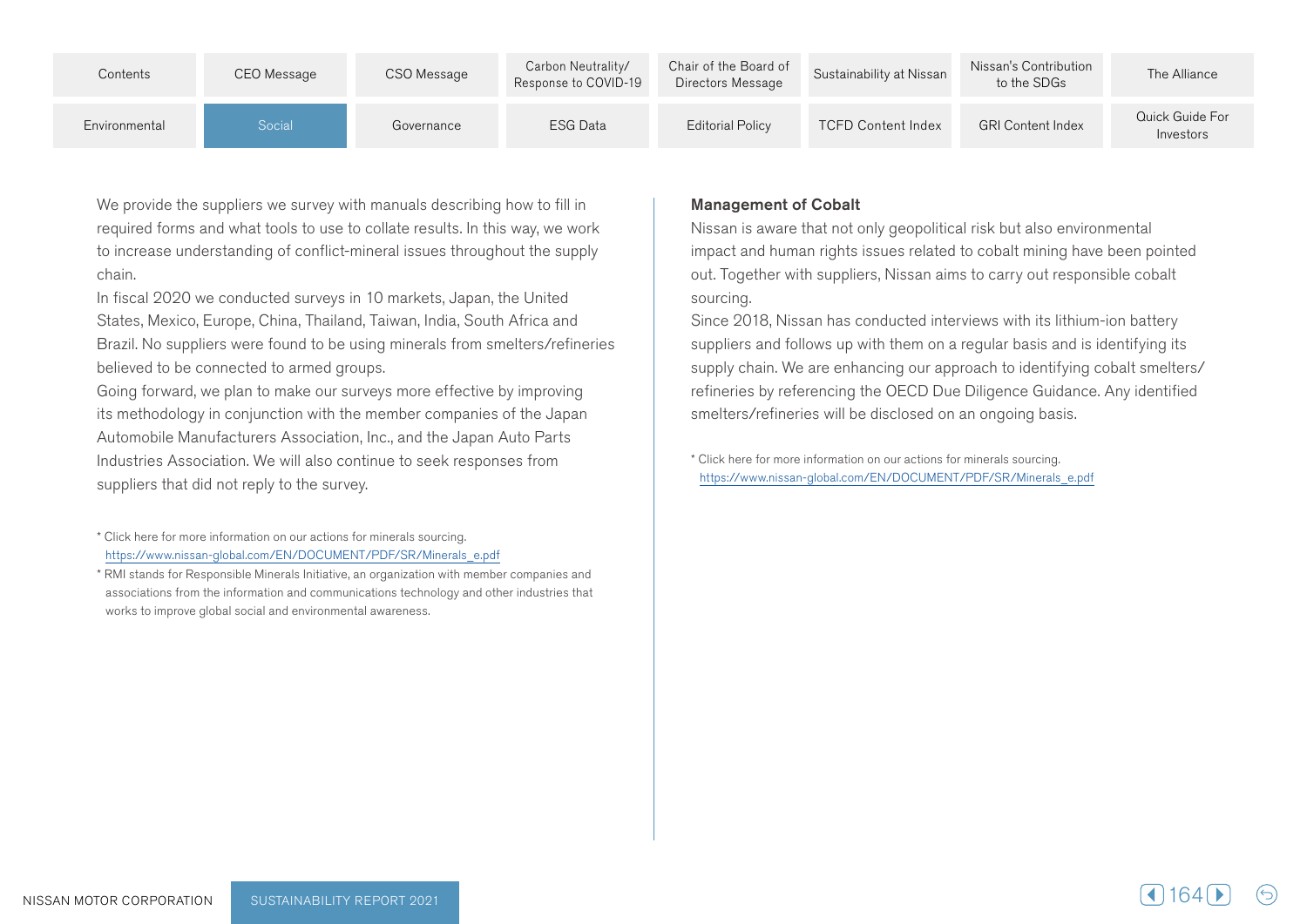We provide the suppliers we survey with manuals describing how to fill in required forms and what tools to use to collate results. In this way, we work to increase understanding of conflict-mineral issues throughout the supply chain.

In fiscal 2020 we conducted surveys in 10 markets, Japan, the United States, Mexico, Europe, China, Thailand, Taiwan, India, South Africa and Brazil. No suppliers were found to be using minerals from smelters/refineries believed to be connected to armed groups.

Going forward, we plan to make our surveys more effective by improving its methodology in conjunction with the member companies of the Japan Automobile Manufacturers Association, Inc., and the Japan Auto Parts Industries Association. We will also continue to seek responses from suppliers that did not reply to the survey.

* Click here for more information on our actions for minerals sourcing.
 https://www.nissan-global.com/EN/DOCUMENT/PDF/SR/Minerals_e.pdf

* RMI stands for Responsible Minerals Initiative, an organization with member companies and associations from the information and communications technology and other industries that works to improve global social and environmental awareness.

**Management of Cobalt**

Nissan is aware that not only geopolitical risk but also environmental impact and human rights issues related to cobalt mining have been pointed out. Together with suppliers, Nissan aims to carry out responsible cobalt sourcing.

Since 2018, Nissan has conducted interviews with its lithium-ion battery suppliers and follows up with them on a regular basis and is identifying its supply chain. We are enhancing our approach to identifying cobalt smelters/refineries by referencing the OECD Due Diligence Guidance. Any identified smelters/refineries will be disclosed on an ongoing basis.

* Click here for more information on our actions for minerals sourcing.
 https://www.nissan-global.com/EN/DOCUMENT/PDF/SR/Minerals_e.pdf